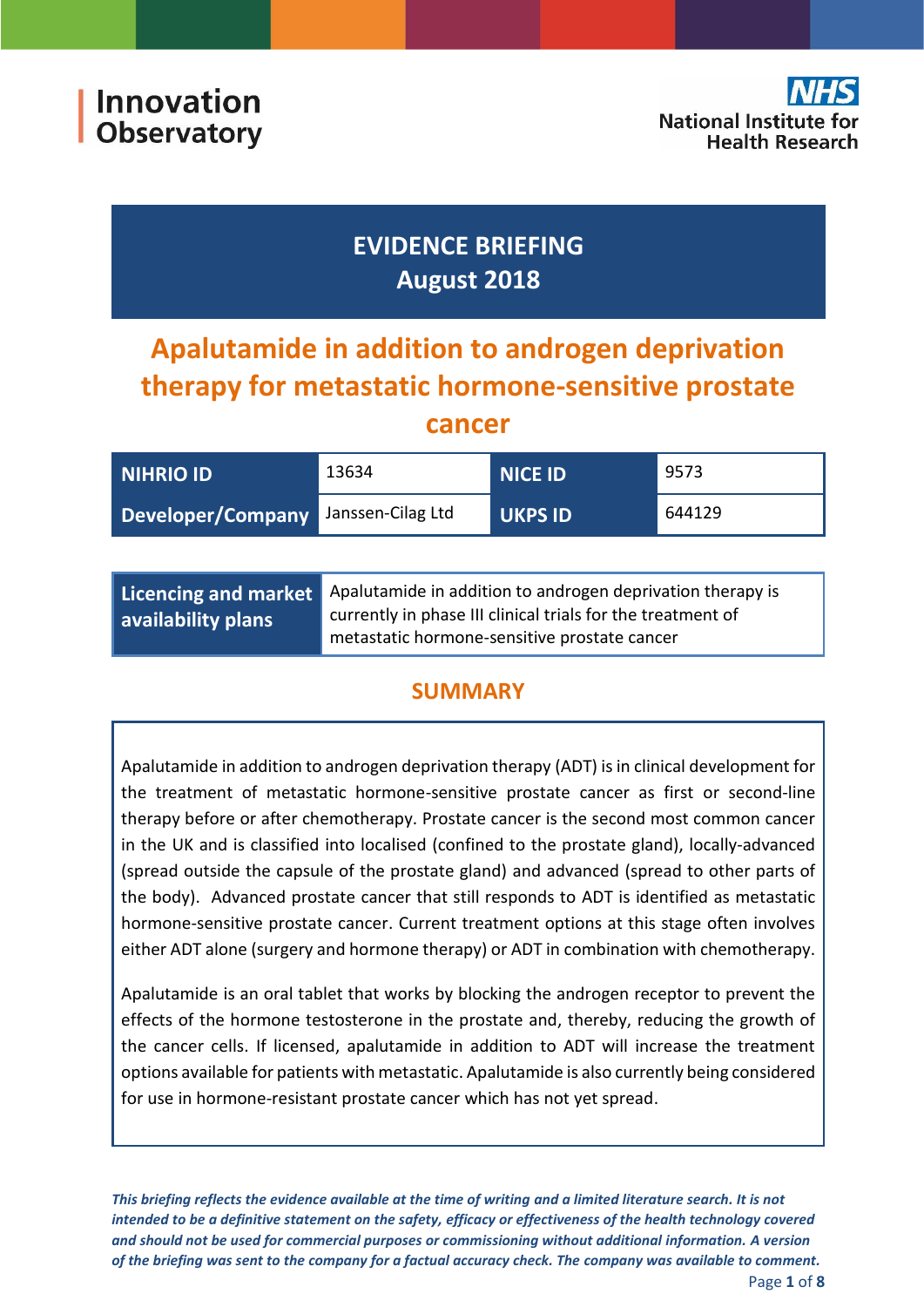Innovation Observatory

National Institute for Health Research

# EVIDENCE BRIEFING
## August 2018

# Apalutamide in addition to androgen deprivation therapy for metastatic hormone-sensitive prostate cancer

| NIHRIO ID | 13634 | NICE ID | 9573 |
|---|---|---|---|
| Developer/Company | Janssen-Cilag Ltd | UKPS ID | 644129 |

| Licencing and market availability plans | Apalutamide in addition to androgen deprivation therapy is currently in phase III clinical trials for the treatment of metastatic hormone-sensitive prostate cancer |
|---|---|

## SUMMARY

Apalutamide in addition to androgen deprivation therapy (ADT) is in clinical development for the treatment of metastatic hormone-sensitive prostate cancer as first or second-line therapy before or after chemotherapy. Prostate cancer is the second most common cancer in the UK and is classified into localised (confined to the prostate gland), locally-advanced (spread outside the capsule of the prostate gland) and advanced (spread to other parts of the body). Advanced prostate cancer that still responds to ADT is identified as metastatic hormone-sensitive prostate cancer. Current treatment options at this stage often involves either ADT alone (surgery and hormone therapy) or ADT in combination with chemotherapy.

Apalutamide is an oral tablet that works by blocking the androgen receptor to prevent the effects of the hormone testosterone in the prostate and, thereby, reducing the growth of the cancer cells. If licensed, apalutamide in addition to ADT will increase the treatment options available for patients with metastatic. Apalutamide is also currently being considered for use in hormone-resistant prostate cancer which has not yet spread.

***This briefing reflects the evidence available at the time of writing and a limited literature search. It is not intended to be a definitive statement on the safety, efficacy or effectiveness of the health technology covered and should not be used for commercial purposes or commissioning without additional information. A version of the briefing was sent to the company for a factual accuracy check. The company was available to comment.***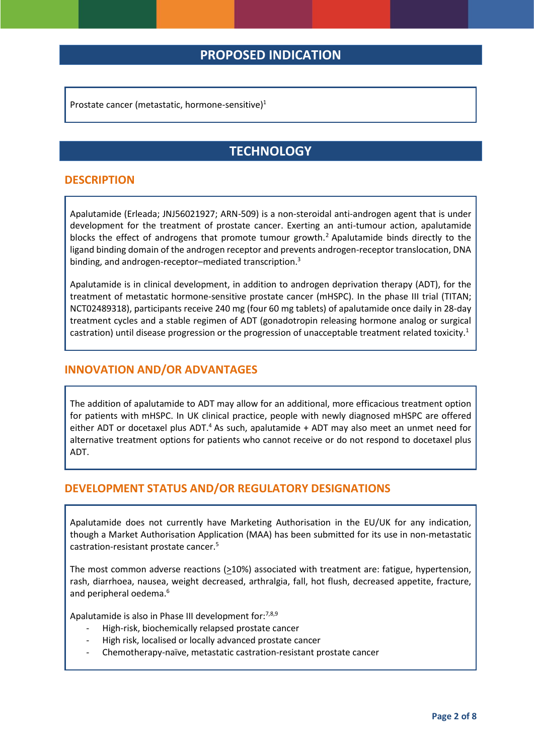## PROPOSED INDICATION

Prostate cancer (metastatic, hormone-sensitive)[1]

## TECHNOLOGY

### DESCRIPTION

Apalutamide (Erleada; JNJ56021927; ARN-509) is a non-steroidal anti-androgen agent that is under development for the treatment of prostate cancer. Exerting an anti-tumour action, apalutamide blocks the effect of androgens that promote tumour growth.[2] Apalutamide binds directly to the ligand binding domain of the androgen receptor and prevents androgen-receptor translocation, DNA binding, and androgen-receptor–mediated transcription.[3]

Apalutamide is in clinical development, in addition to androgen deprivation therapy (ADT), for the treatment of metastatic hormone-sensitive prostate cancer (mHSPC). In the phase III trial (TITAN; NCT02489318), participants receive 240 mg (four 60 mg tablets) of apalutamide once daily in 28-day treatment cycles and a stable regimen of ADT (gonadotropin releasing hormone analog or surgical castration) until disease progression or the progression of unacceptable treatment related toxicity.[1]

### INNOVATION AND/OR ADVANTAGES

The addition of apalutamide to ADT may allow for an additional, more efficacious treatment option for patients with mHSPC. In UK clinical practice, people with newly diagnosed mHSPC are offered either ADT or docetaxel plus ADT.[4] As such, apalutamide + ADT may also meet an unmet need for alternative treatment options for patients who cannot receive or do not respond to docetaxel plus ADT.

### DEVELOPMENT STATUS AND/OR REGULATORY DESIGNATIONS

Apalutamide does not currently have Marketing Authorisation in the EU/UK for any indication, though a Market Authorisation Application (MAA) has been submitted for its use in non-metastatic castration-resistant prostate cancer.[5]

The most common adverse reactions (≥10%) associated with treatment are: fatigue, hypertension, rash, diarrhoea, nausea, weight decreased, arthralgia, fall, hot flush, decreased appetite, fracture, and peripheral oedema.[6]

Apalutamide is also in Phase III development for:[7,8,9]

- High-risk, biochemically relapsed prostate cancer
- High risk, localised or locally advanced prostate cancer
- Chemotherapy-naïve, metastatic castration-resistant prostate cancer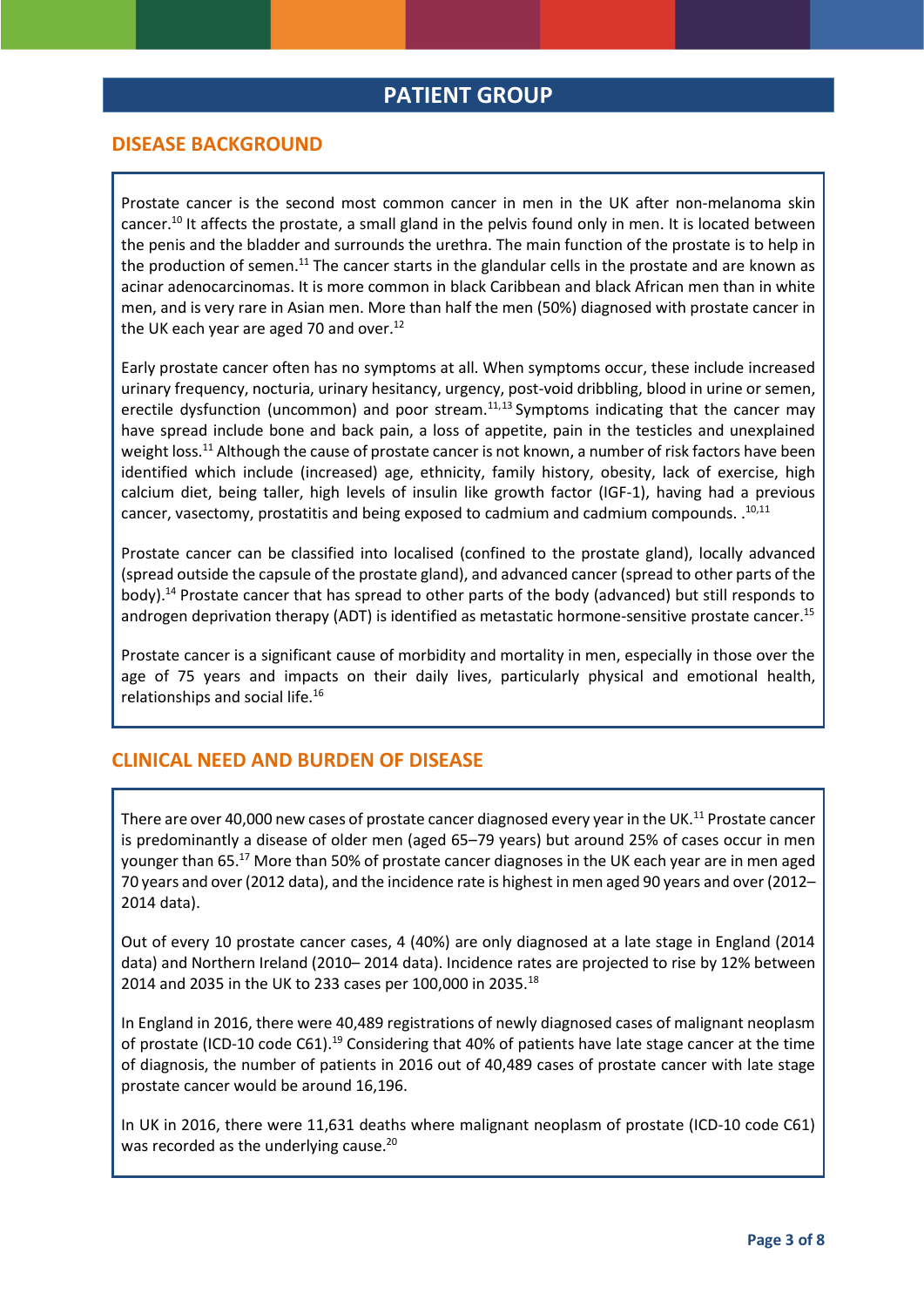# PATIENT GROUP

## DISEASE BACKGROUND

Prostate cancer is the second most common cancer in men in the UK after non-melanoma skin cancer.[10] It affects the prostate, a small gland in the pelvis found only in men. It is located between the penis and the bladder and surrounds the urethra. The main function of the prostate is to help in the production of semen.[11] The cancer starts in the glandular cells in the prostate and are known as acinar adenocarcinomas. It is more common in black Caribbean and black African men than in white men, and is very rare in Asian men. More than half the men (50%) diagnosed with prostate cancer in the UK each year are aged 70 and over.[12]

Early prostate cancer often has no symptoms at all. When symptoms occur, these include increased urinary frequency, nocturia, urinary hesitancy, urgency, post-void dribbling, blood in urine or semen, erectile dysfunction (uncommon) and poor stream.[11,13] Symptoms indicating that the cancer may have spread include bone and back pain, a loss of appetite, pain in the testicles and unexplained weight loss.[11] Although the cause of prostate cancer is not known, a number of risk factors have been identified which include (increased) age, ethnicity, family history, obesity, lack of exercise, high calcium diet, being taller, high levels of insulin like growth factor (IGF-1), having had a previous cancer, vasectomy, prostatitis and being exposed to cadmium and cadmium compounds. .[10,11]

Prostate cancer can be classified into localised (confined to the prostate gland), locally advanced (spread outside the capsule of the prostate gland), and advanced cancer (spread to other parts of the body).[14] Prostate cancer that has spread to other parts of the body (advanced) but still responds to androgen deprivation therapy (ADT) is identified as metastatic hormone-sensitive prostate cancer.[15]

Prostate cancer is a significant cause of morbidity and mortality in men, especially in those over the age of 75 years and impacts on their daily lives, particularly physical and emotional health, relationships and social life.[16]

## CLINICAL NEED AND BURDEN OF DISEASE

There are over 40,000 new cases of prostate cancer diagnosed every year in the UK.[11] Prostate cancer is predominantly a disease of older men (aged 65–79 years) but around 25% of cases occur in men younger than 65.[17] More than 50% of prostate cancer diagnoses in the UK each year are in men aged 70 years and over (2012 data), and the incidence rate is highest in men aged 90 years and over (2012–2014 data).

Out of every 10 prostate cancer cases, 4 (40%) are only diagnosed at a late stage in England (2014 data) and Northern Ireland (2010– 2014 data). Incidence rates are projected to rise by 12% between 2014 and 2035 in the UK to 233 cases per 100,000 in 2035.[18]

In England in 2016, there were 40,489 registrations of newly diagnosed cases of malignant neoplasm of prostate (ICD-10 code C61).[19] Considering that 40% of patients have late stage cancer at the time of diagnosis, the number of patients in 2016 out of 40,489 cases of prostate cancer with late stage prostate cancer would be around 16,196.

In UK in 2016, there were 11,631 deaths where malignant neoplasm of prostate (ICD-10 code C61) was recorded as the underlying cause.[20]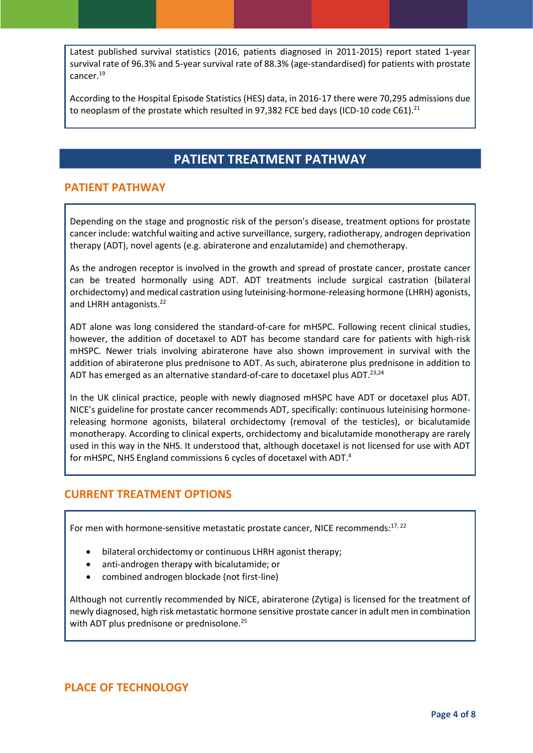Latest published survival statistics (2016, patients diagnosed in 2011-2015) report stated 1-year survival rate of 96.3% and 5-year survival rate of 88.3% (age-standardised) for patients with prostate cancer.[19]

According to the Hospital Episode Statistics (HES) data, in 2016-17 there were 70,295 admissions due to neoplasm of the prostate which resulted in 97,382 FCE bed days (ICD-10 code C61).[21]

# PATIENT TREATMENT PATHWAY

## PATIENT PATHWAY

Depending on the stage and prognostic risk of the person's disease, treatment options for prostate cancer include: watchful waiting and active surveillance, surgery, radiotherapy, androgen deprivation therapy (ADT), novel agents (e.g. abiraterone and enzalutamide) and chemotherapy.

As the androgen receptor is involved in the growth and spread of prostate cancer, prostate cancer can be treated hormonally using ADT. ADT treatments include surgical castration (bilateral orchidectomy) and medical castration using luteinising-hormone-releasing hormone (LHRH) agonists, and LHRH antagonists.[22]

ADT alone was long considered the standard-of-care for mHSPC. Following recent clinical studies, however, the addition of docetaxel to ADT has become standard care for patients with high-risk mHSPC. Newer trials involving abiraterone have also shown improvement in survival with the addition of abiraterone plus prednisone to ADT. As such, abiraterone plus prednisone in addition to ADT has emerged as an alternative standard-of-care to docetaxel plus ADT.[23,24]

In the UK clinical practice, people with newly diagnosed mHSPC have ADT or docetaxel plus ADT. NICE's guideline for prostate cancer recommends ADT, specifically: continuous luteinising hormone-releasing hormone agonists, bilateral orchidectomy (removal of the testicles), or bicalutamide monotherapy. According to clinical experts, orchidectomy and bicalutamide monotherapy are rarely used in this way in the NHS. It understood that, although docetaxel is not licensed for use with ADT for mHSPC, NHS England commissions 6 cycles of docetaxel with ADT.[4]

## CURRENT TREATMENT OPTIONS

For men with hormone-sensitive metastatic prostate cancer, NICE recommends:[17, 22]

- bilateral orchidectomy or continuous LHRH agonist therapy;
- anti-androgen therapy with bicalutamide; or
- combined androgen blockade (not first-line)

Although not currently recommended by NICE, abiraterone (Zytiga) is licensed for the treatment of newly diagnosed, high risk metastatic hormone sensitive prostate cancer in adult men in combination with ADT plus prednisone or prednisolone.[25]

## PLACE OF TECHNOLOGY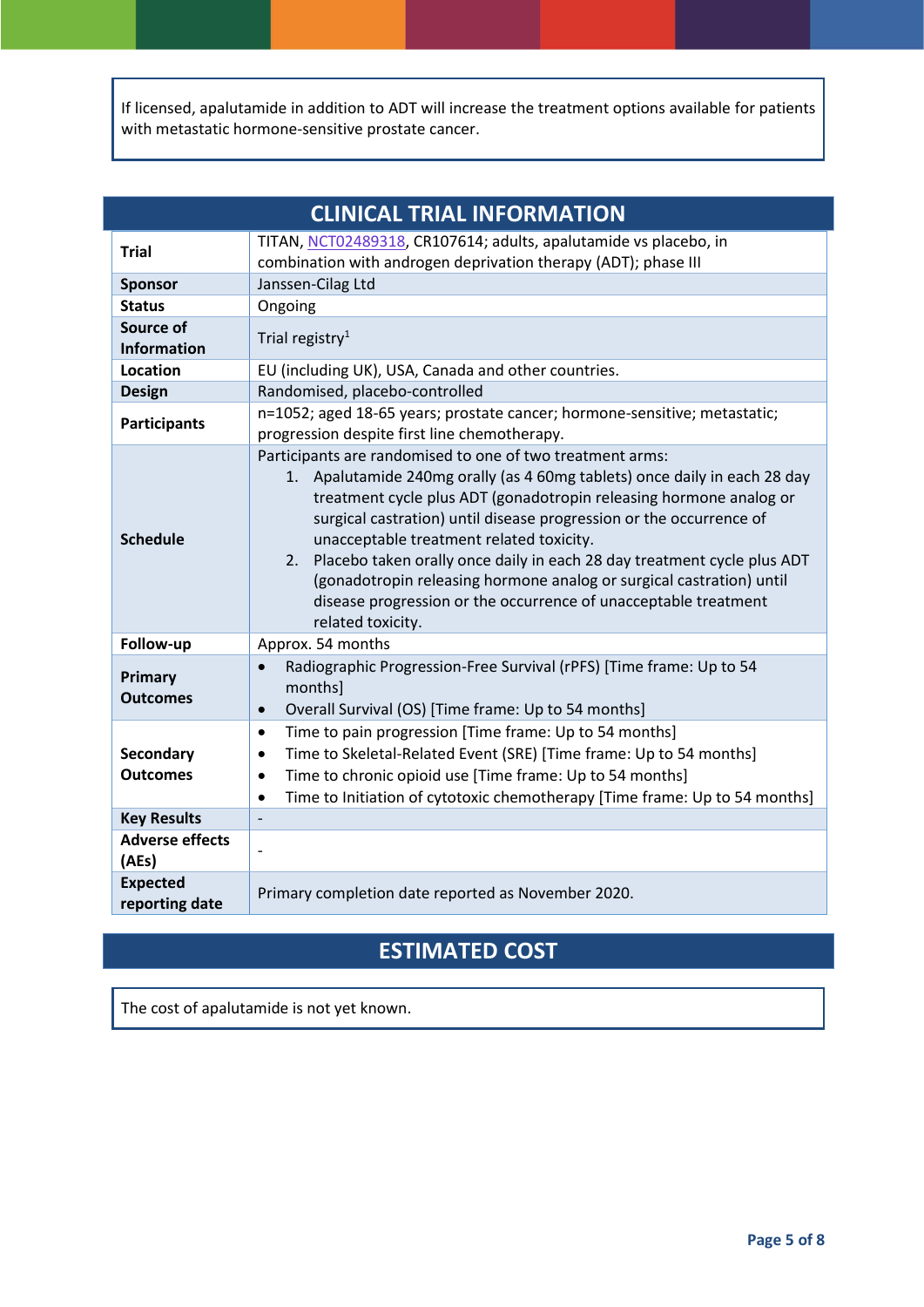If licensed, apalutamide in addition to ADT will increase the treatment options available for patients with metastatic hormone-sensitive prostate cancer.

## CLINICAL TRIAL INFORMATION

| | |
|---|---|
| **Trial** | TITAN, NCT02489318, CR107614; adults, apalutamide vs placebo, in combination with androgen deprivation therapy (ADT); phase III |
| **Sponsor** | Janssen-Cilag Ltd |
| **Status** | Ongoing |
| **Source of Information** | Trial registry[1] |
| **Location** | EU (including UK), USA, Canada and other countries. |
| **Design** | Randomised, placebo-controlled |
| **Participants** | n=1052; aged 18-65 years; prostate cancer; hormone-sensitive; metastatic; progression despite first line chemotherapy. |
| **Schedule** | Participants are randomised to one of two treatment arms:<br>1. Apalutamide 240mg orally (as 4 60mg tablets) once daily in each 28 day treatment cycle plus ADT (gonadotropin releasing hormone analog or surgical castration) until disease progression or the occurrence of unacceptable treatment related toxicity.<br>2. Placebo taken orally once daily in each 28 day treatment cycle plus ADT (gonadotropin releasing hormone analog or surgical castration) until disease progression or the occurrence of unacceptable treatment related toxicity. |
| **Follow-up** | Approx. 54 months |
| **Primary Outcomes** | • Radiographic Progression-Free Survival (rPFS) [Time frame: Up to 54 months]<br>• Overall Survival (OS) [Time frame: Up to 54 months] |
| **Secondary Outcomes** | • Time to pain progression [Time frame: Up to 54 months]<br>• Time to Skeletal-Related Event (SRE) [Time frame: Up to 54 months]<br>• Time to chronic opioid use [Time frame: Up to 54 months]<br>• Time to Initiation of cytotoxic chemotherapy [Time frame: Up to 54 months] |
| **Key Results** | - |
| **Adverse effects (AEs)** | - |
| **Expected reporting date** | Primary completion date reported as November 2020. |

## ESTIMATED COST

The cost of apalutamide is not yet known.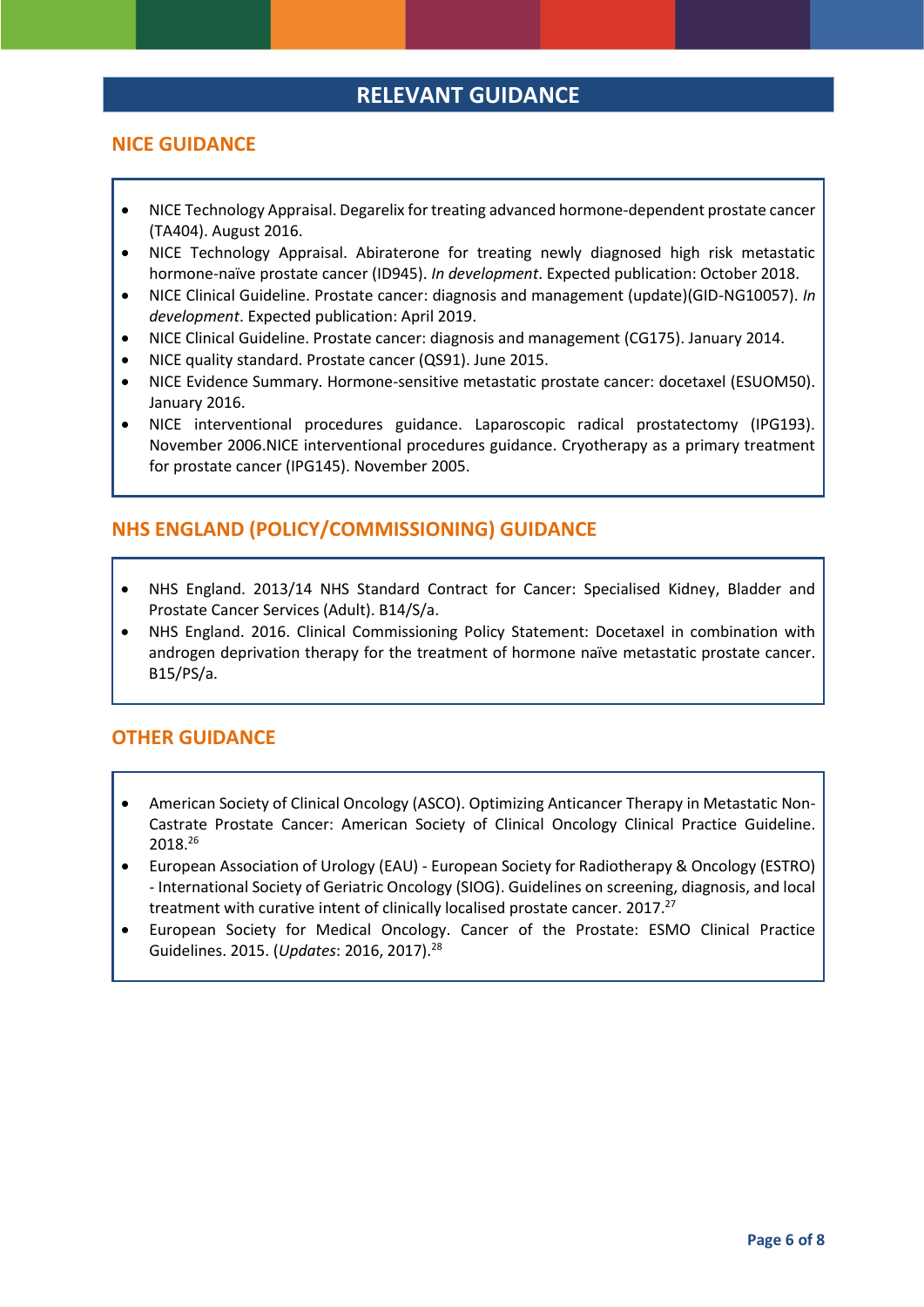# RELEVANT GUIDANCE

## NICE GUIDANCE

- NICE Technology Appraisal. Degarelix for treating advanced hormone-dependent prostate cancer (TA404). August 2016.
- NICE Technology Appraisal. Abiraterone for treating newly diagnosed high risk metastatic hormone-naïve prostate cancer (ID945). *In development*. Expected publication: October 2018.
- NICE Clinical Guideline. Prostate cancer: diagnosis and management (update)(GID-NG10057). *In development*. Expected publication: April 2019.
- NICE Clinical Guideline. Prostate cancer: diagnosis and management (CG175). January 2014.
- NICE quality standard. Prostate cancer (QS91). June 2015.
- NICE Evidence Summary. Hormone-sensitive metastatic prostate cancer: docetaxel (ESUOM50). January 2016.
- NICE interventional procedures guidance. Laparoscopic radical prostatectomy (IPG193). November 2006.NICE interventional procedures guidance. Cryotherapy as a primary treatment for prostate cancer (IPG145). November 2005.

## NHS ENGLAND (POLICY/COMMISSIONING) GUIDANCE

- NHS England. 2013/14 NHS Standard Contract for Cancer: Specialised Kidney, Bladder and Prostate Cancer Services (Adult). B14/S/a.
- NHS England. 2016. Clinical Commissioning Policy Statement: Docetaxel in combination with androgen deprivation therapy for the treatment of hormone naïve metastatic prostate cancer. B15/PS/a.

## OTHER GUIDANCE

- American Society of Clinical Oncology (ASCO). Optimizing Anticancer Therapy in Metastatic Non-Castrate Prostate Cancer: American Society of Clinical Oncology Clinical Practice Guideline. 2018.[26]
- European Association of Urology (EAU) - European Society for Radiotherapy & Oncology (ESTRO) - International Society of Geriatric Oncology (SIOG). Guidelines on screening, diagnosis, and local treatment with curative intent of clinically localised prostate cancer. 2017.[27]
- European Society for Medical Oncology. Cancer of the Prostate: ESMO Clinical Practice Guidelines. 2015. (*Updates*: 2016, 2017).[28]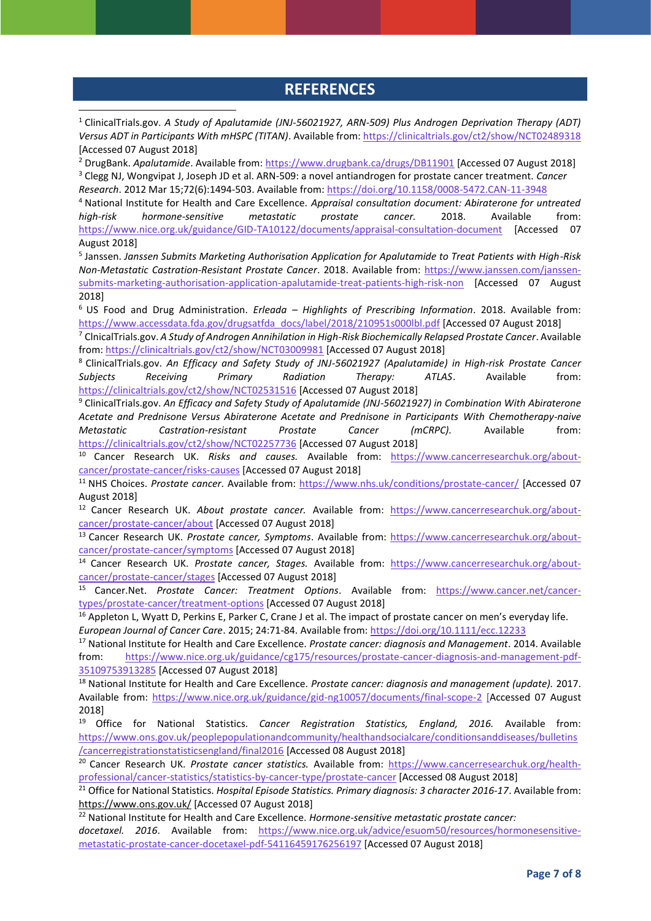# REFERENCES

[1] ClinicalTrials.gov. *A Study of Apalutamide (JNJ-56021927, ARN-509) Plus Androgen Deprivation Therapy (ADT) Versus ADT in Participants With mHSPC (TITAN)*. Available from: https://clinicaltrials.gov/ct2/show/NCT02489318 [Accessed 07 August 2018]

[2] DrugBank. *Apalutamide*. Available from: https://www.drugbank.ca/drugs/DB11901 [Accessed 07 August 2018]

[3] Clegg NJ, Wongvipat J, Joseph JD et al. ARN-509: a novel antiandrogen for prostate cancer treatment. *Cancer Research*. 2012 Mar 15;72(6):1494-503. Available from: https://doi.org/10.1158/0008-5472.CAN-11-3948

[4] National Institute for Health and Care Excellence. *Appraisal consultation document: Abiraterone for untreated high-risk hormone-sensitive metastatic prostate cancer.* 2018. Available from: https://www.nice.org.uk/guidance/GID-TA10122/documents/appraisal-consultation-document [Accessed 07 August 2018]

[5] Janssen. *Janssen Submits Marketing Authorisation Application for Apalutamide to Treat Patients with High-Risk Non-Metastatic Castration-Resistant Prostate Cancer*. 2018. Available from: https://www.janssen.com/janssen-submits-marketing-authorisation-application-apalutamide-treat-patients-high-risk-non [Accessed 07 August 2018]

[6] US Food and Drug Administration. *Erleada – Highlights of Prescribing Information*. 2018. Available from: https://www.accessdata.fda.gov/drugsatfda_docs/label/2018/210951s000lbl.pdf [Accessed 07 August 2018]

[7] ClnicalTrials.gov. *A Study of Androgen Annihilation in High-Risk Biochemically Relapsed Prostate Cancer*. Available from: https://clinicaltrials.gov/ct2/show/NCT03009981 [Accessed 07 August 2018]

[8] ClinicalTrials.gov. *An Efficacy and Safety Study of JNJ-56021927 (Apalutamide) in High-risk Prostate Cancer Subjects Receiving Primary Radiation Therapy: ATLAS*. Available from: https://clinicaltrials.gov/ct2/show/NCT02531516 [Accessed 07 August 2018]

[9] ClinicalTrials.gov. *An Efficacy and Safety Study of Apalutamide (JNJ-56021927) in Combination With Abiraterone Acetate and Prednisone Versus Abiraterone Acetate and Prednisone in Participants With Chemotherapy-naive Metastatic Castration-resistant Prostate Cancer (mCRPC).* Available from: https://clinicaltrials.gov/ct2/show/NCT02257736 [Accessed 07 August 2018]

[10] Cancer Research UK. *Risks and causes.* Available from: https://www.cancerresearchuk.org/about-cancer/prostate-cancer/risks-causes [Accessed 07 August 2018]

[11] NHS Choices. *Prostate cancer*. Available from: https://www.nhs.uk/conditions/prostate-cancer/ [Accessed 07 August 2018]

[12] Cancer Research UK. *About prostate cancer.* Available from: https://www.cancerresearchuk.org/about-cancer/prostate-cancer/about [Accessed 07 August 2018]

[13] Cancer Research UK. *Prostate cancer, Symptoms*. Available from: https://www.cancerresearchuk.org/about-cancer/prostate-cancer/symptoms [Accessed 07 August 2018]

[14] Cancer Research UK. *Prostate cancer, Stages.* Available from: https://www.cancerresearchuk.org/about-cancer/prostate-cancer/stages [Accessed 07 August 2018]

[15] Cancer.Net. *Prostate Cancer: Treatment Options*. Available from: https://www.cancer.net/cancer-types/prostate-cancer/treatment-options [Accessed 07 August 2018]

[16] Appleton L, Wyatt D, Perkins E, Parker C, Crane J et al. The impact of prostate cancer on men's everyday life. *European Journal of Cancer Care*. 2015; 24:71-84. Available from: https://doi.org/10.1111/ecc.12233

[17] National Institute for Health and Care Excellence. *Prostate cancer: diagnosis and Management*. 2014. Available from: https://www.nice.org.uk/guidance/cg175/resources/prostate-cancer-diagnosis-and-management-pdf-35109753913285 [Accessed 07 August 2018]

[18] National Institute for Health and Care Excellence. *Prostate cancer: diagnosis and management (update).* 2017. Available from: https://www.nice.org.uk/guidance/gid-ng10057/documents/final-scope-2 [Accessed 07 August 2018]

[19] Office for National Statistics. *Cancer Registration Statistics, England, 2016.* Available from: https://www.ons.gov.uk/peoplepopulationandcommunity/healthandsocialcare/conditionsanddiseases/bulletins/cancerregistrationstatisticsengland/final2016 [Accessed 08 August 2018]

[20] Cancer Research UK. *Prostate cancer statistics.* Available from: https://www.cancerresearchuk.org/health-professional/cancer-statistics/statistics-by-cancer-type/prostate-cancer [Accessed 08 August 2018]

[21] Office for National Statistics. *Hospital Episode Statistics. Primary diagnosis: 3 character 2016-17*. Available from: https://www.ons.gov.uk/ [Accessed 07 August 2018]

[22] National Institute for Health and Care Excellence. *Hormone-sensitive metastatic prostate cancer: docetaxel. 2016*. Available from: https://www.nice.org.uk/advice/esuom50/resources/hormonesensitive-metastatic-prostate-cancer-docetaxel-pdf-54116459176256197 [Accessed 07 August 2018]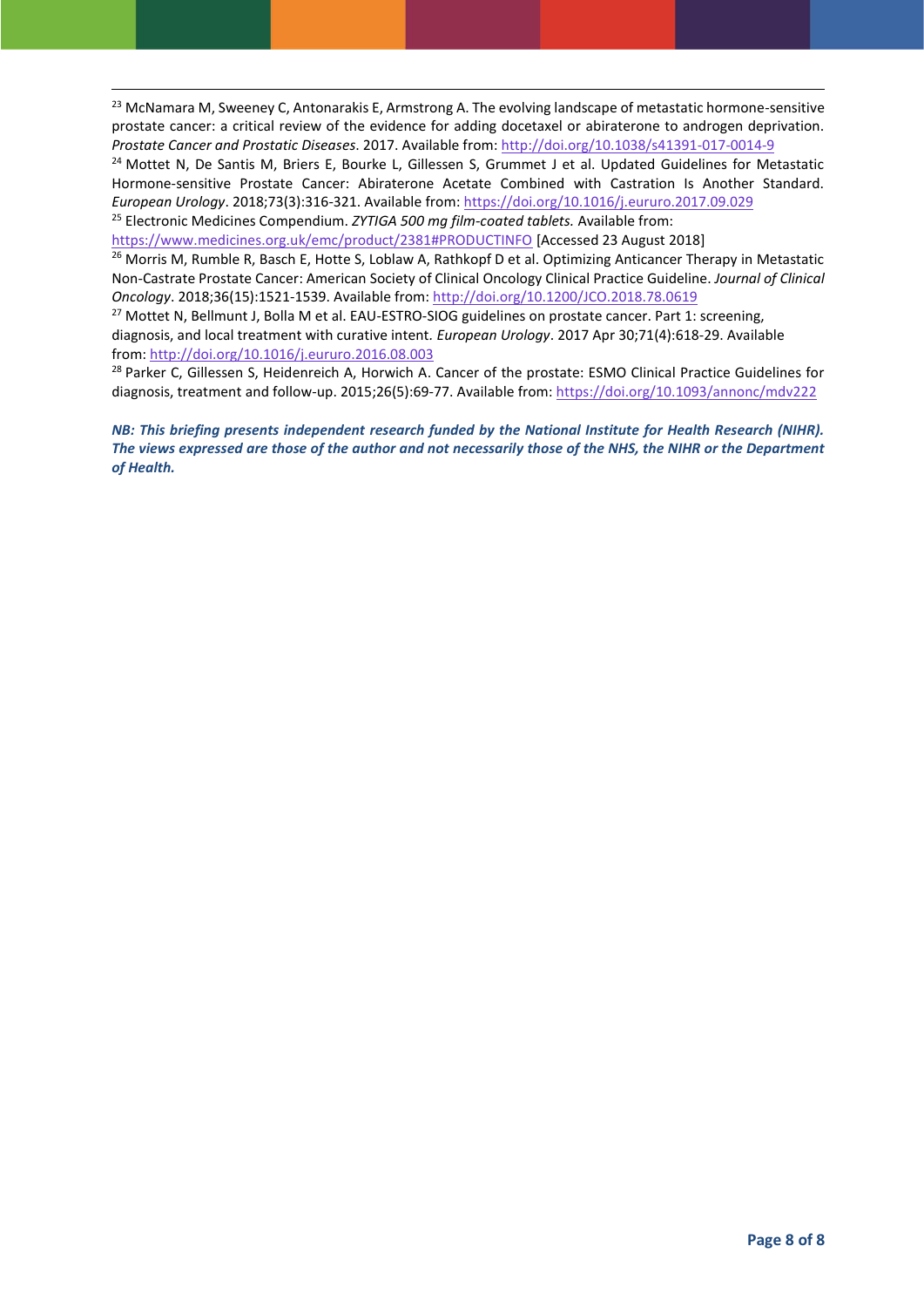[23] McNamara M, Sweeney C, Antonarakis E, Armstrong A. The evolving landscape of metastatic hormone-sensitive prostate cancer: a critical review of the evidence for adding docetaxel or abiraterone to androgen deprivation. *Prostate Cancer and Prostatic Diseases*. 2017. Available from: http://doi.org/10.1038/s41391-017-0014-9

[24] Mottet N, De Santis M, Briers E, Bourke L, Gillessen S, Grummet J et al. Updated Guidelines for Metastatic Hormone-sensitive Prostate Cancer: Abiraterone Acetate Combined with Castration Is Another Standard. *European Urology*. 2018;73(3):316-321. Available from: https://doi.org/10.1016/j.eururo.2017.09.029

[25] Electronic Medicines Compendium. *ZYTIGA 500 mg film-coated tablets.* Available from: https://www.medicines.org.uk/emc/product/2381#PRODUCTINFO [Accessed 23 August 2018]

[26] Morris M, Rumble R, Basch E, Hotte S, Loblaw A, Rathkopf D et al. Optimizing Anticancer Therapy in Metastatic Non-Castrate Prostate Cancer: American Society of Clinical Oncology Clinical Practice Guideline. *Journal of Clinical Oncology*. 2018;36(15):1521-1539. Available from: http://doi.org/10.1200/JCO.2018.78.0619

[27] Mottet N, Bellmunt J, Bolla M et al. EAU-ESTRO-SIOG guidelines on prostate cancer. Part 1: screening, diagnosis, and local treatment with curative intent. *European Urology*. 2017 Apr 30;71(4):618-29. Available from: http://doi.org/10.1016/j.eururo.2016.08.003

[28] Parker C, Gillessen S, Heidenreich A, Horwich A. Cancer of the prostate: ESMO Clinical Practice Guidelines for diagnosis, treatment and follow-up. 2015;26(5):69-77. Available from: https://doi.org/10.1093/annonc/mdv222

***NB: This briefing presents independent research funded by the National Institute for Health Research (NIHR). The views expressed are those of the author and not necessarily those of the NHS, the NIHR or the Department of Health.***